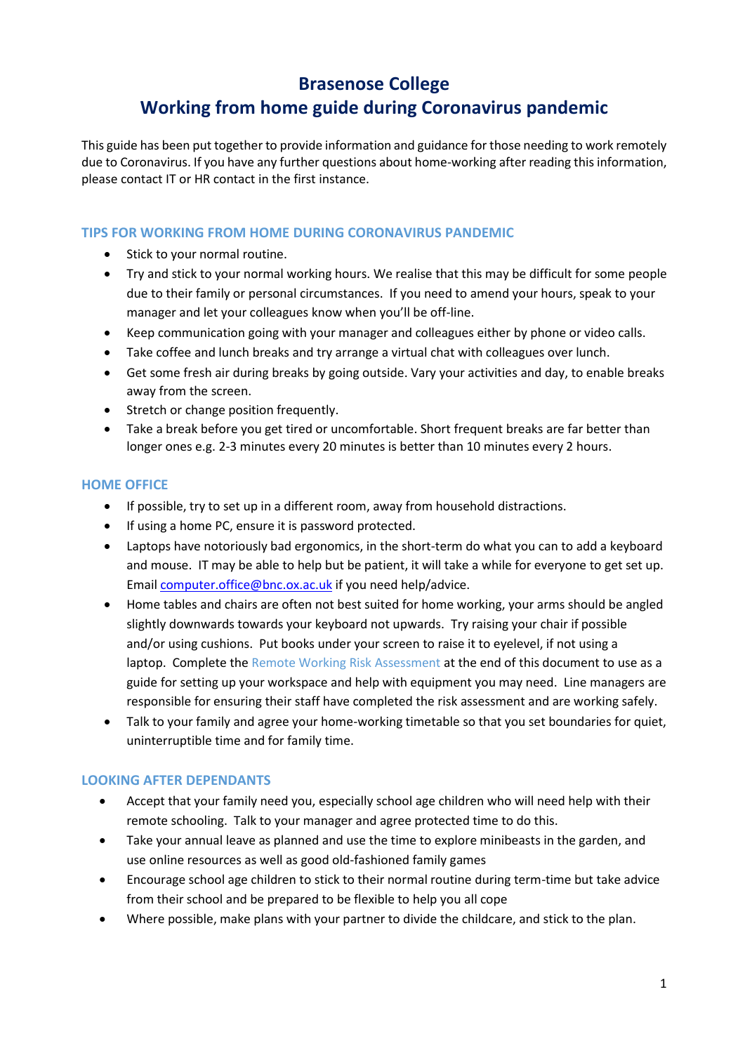# Brasenose College
# Working from home guide during Coronavirus pandemic

This guide has been put together to provide information and guidance for those needing to work remotely due to Coronavirus. If you have any further questions about home-working after reading this information, please contact IT or HR contact in the first instance.

## TIPS FOR WORKING FROM HOME DURING CORONAVIRUS PANDEMIC

- Stick to your normal routine.
- Try and stick to your normal working hours. We realise that this may be difficult for some people due to their family or personal circumstances. If you need to amend your hours, speak to your manager and let your colleagues know when you'll be off-line.
- Keep communication going with your manager and colleagues either by phone or video calls.
- Take coffee and lunch breaks and try arrange a virtual chat with colleagues over lunch.
- Get some fresh air during breaks by going outside. Vary your activities and day, to enable breaks away from the screen.
- Stretch or change position frequently.
- Take a break before you get tired or uncomfortable. Short frequent breaks are far better than longer ones e.g. 2-3 minutes every 20 minutes is better than 10 minutes every 2 hours.

## HOME OFFICE

- If possible, try to set up in a different room, away from household distractions.
- If using a home PC, ensure it is password protected.
- Laptops have notoriously bad ergonomics, in the short-term do what you can to add a keyboard and mouse. IT may be able to help but be patient, it will take a while for everyone to get set up. Email computer.office@bnc.ox.ac.uk if you need help/advice.
- Home tables and chairs are often not best suited for home working, your arms should be angled slightly downwards towards your keyboard not upwards. Try raising your chair if possible and/or using cushions. Put books under your screen to raise it to eyelevel, if not using a laptop. Complete the Remote Working Risk Assessment at the end of this document to use as a guide for setting up your workspace and help with equipment you may need. Line managers are responsible for ensuring their staff have completed the risk assessment and are working safely.
- Talk to your family and agree your home-working timetable so that you set boundaries for quiet, uninterruptible time and for family time.

## LOOKING AFTER DEPENDANTS

- Accept that your family need you, especially school age children who will need help with their remote schooling. Talk to your manager and agree protected time to do this.
- Take your annual leave as planned and use the time to explore minibeasts in the garden, and use online resources as well as good old-fashioned family games
- Encourage school age children to stick to their normal routine during term-time but take advice from their school and be prepared to be flexible to help you all cope
- Where possible, make plans with your partner to divide the childcare, and stick to the plan.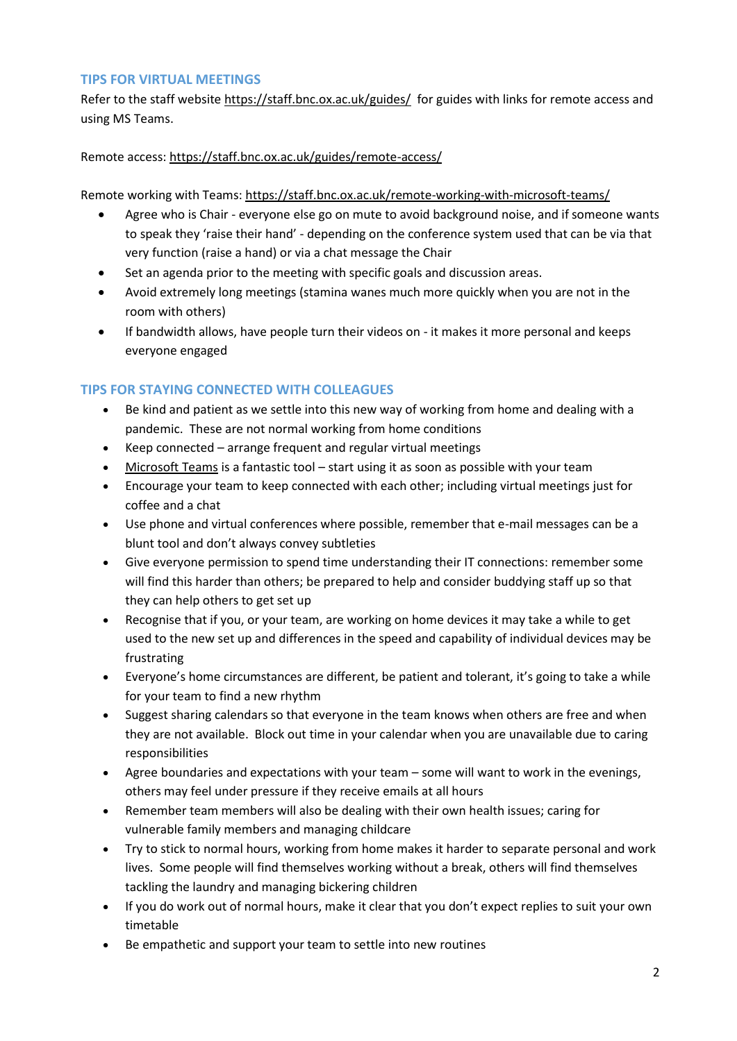## TIPS FOR VIRTUAL MEETINGS

Refer to the staff website https://staff.bnc.ox.ac.uk/guides/ for guides with links for remote access and using MS Teams.

Remote access: https://staff.bnc.ox.ac.uk/guides/remote-access/

Remote working with Teams: https://staff.bnc.ox.ac.uk/remote-working-with-microsoft-teams/

- Agree who is Chair - everyone else go on mute to avoid background noise, and if someone wants to speak they 'raise their hand' - depending on the conference system used that can be via that very function (raise a hand) or via a chat message the Chair
- Set an agenda prior to the meeting with specific goals and discussion areas.
- Avoid extremely long meetings (stamina wanes much more quickly when you are not in the room with others)
- If bandwidth allows, have people turn their videos on - it makes it more personal and keeps everyone engaged

## TIPS FOR STAYING CONNECTED WITH COLLEAGUES

- Be kind and patient as we settle into this new way of working from home and dealing with a pandemic. These are not normal working from home conditions
- Keep connected – arrange frequent and regular virtual meetings
- Microsoft Teams is a fantastic tool – start using it as soon as possible with your team
- Encourage your team to keep connected with each other; including virtual meetings just for coffee and a chat
- Use phone and virtual conferences where possible, remember that e-mail messages can be a blunt tool and don't always convey subtleties
- Give everyone permission to spend time understanding their IT connections: remember some will find this harder than others; be prepared to help and consider buddying staff up so that they can help others to get set up
- Recognise that if you, or your team, are working on home devices it may take a while to get used to the new set up and differences in the speed and capability of individual devices may be frustrating
- Everyone's home circumstances are different, be patient and tolerant, it's going to take a while for your team to find a new rhythm
- Suggest sharing calendars so that everyone in the team knows when others are free and when they are not available. Block out time in your calendar when you are unavailable due to caring responsibilities
- Agree boundaries and expectations with your team – some will want to work in the evenings, others may feel under pressure if they receive emails at all hours
- Remember team members will also be dealing with their own health issues; caring for vulnerable family members and managing childcare
- Try to stick to normal hours, working from home makes it harder to separate personal and work lives. Some people will find themselves working without a break, others will find themselves tackling the laundry and managing bickering children
- If you do work out of normal hours, make it clear that you don't expect replies to suit your own timetable
- Be empathetic and support your team to settle into new routines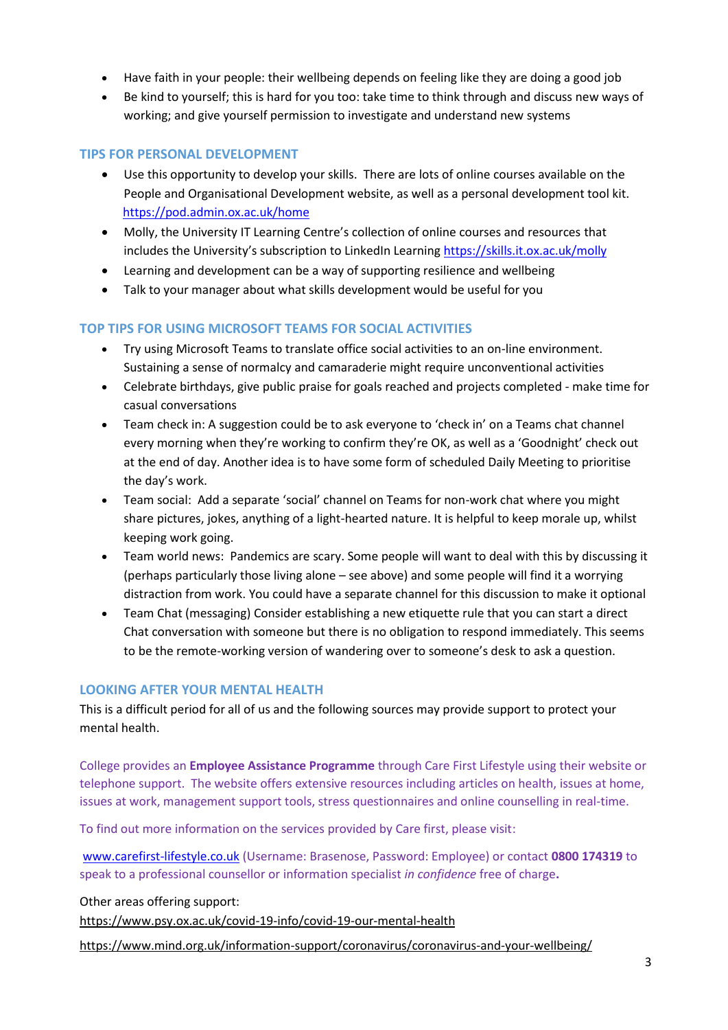- Have faith in your people: their wellbeing depends on feeling like they are doing a good job
- Be kind to yourself; this is hard for you too: take time to think through and discuss new ways of working; and give yourself permission to investigate and understand new systems

## TIPS FOR PERSONAL DEVELOPMENT

- Use this opportunity to develop your skills. There are lots of online courses available on the People and Organisational Development website, as well as a personal development tool kit. https://pod.admin.ox.ac.uk/home
- Molly, the University IT Learning Centre's collection of online courses and resources that includes the University's subscription to LinkedIn Learning https://skills.it.ox.ac.uk/molly
- Learning and development can be a way of supporting resilience and wellbeing
- Talk to your manager about what skills development would be useful for you

## TOP TIPS FOR USING MICROSOFT TEAMS FOR SOCIAL ACTIVITIES

- Try using Microsoft Teams to translate office social activities to an on-line environment. Sustaining a sense of normalcy and camaraderie might require unconventional activities
- Celebrate birthdays, give public praise for goals reached and projects completed - make time for casual conversations
- Team check in: A suggestion could be to ask everyone to 'check in' on a Teams chat channel every morning when they're working to confirm they're OK, as well as a 'Goodnight' check out at the end of day. Another idea is to have some form of scheduled Daily Meeting to prioritise the day's work.
- Team social: Add a separate 'social' channel on Teams for non-work chat where you might share pictures, jokes, anything of a light-hearted nature. It is helpful to keep morale up, whilst keeping work going.
- Team world news: Pandemics are scary. Some people will want to deal with this by discussing it (perhaps particularly those living alone – see above) and some people will find it a worrying distraction from work. You could have a separate channel for this discussion to make it optional
- Team Chat (messaging) Consider establishing a new etiquette rule that you can start a direct Chat conversation with someone but there is no obligation to respond immediately. This seems to be the remote-working version of wandering over to someone's desk to ask a question.

## LOOKING AFTER YOUR MENTAL HEALTH

This is a difficult period for all of us and the following sources may provide support to protect your mental health.

College provides an **Employee Assistance Programme** through Care First Lifestyle using their website or telephone support. The website offers extensive resources including articles on health, issues at home, issues at work, management support tools, stress questionnaires and online counselling in real-time.

To find out more information on the services provided by Care first, please visit:

www.carefirst-lifestyle.co.uk (Username: Brasenose, Password: Employee) or contact **0800 174319** to speak to a professional counsellor or information specialist *in confidence* free of charge**.**

Other areas offering support:

https://www.psy.ox.ac.uk/covid-19-info/covid-19-our-mental-health

https://www.mind.org.uk/information-support/coronavirus/coronavirus-and-your-wellbeing/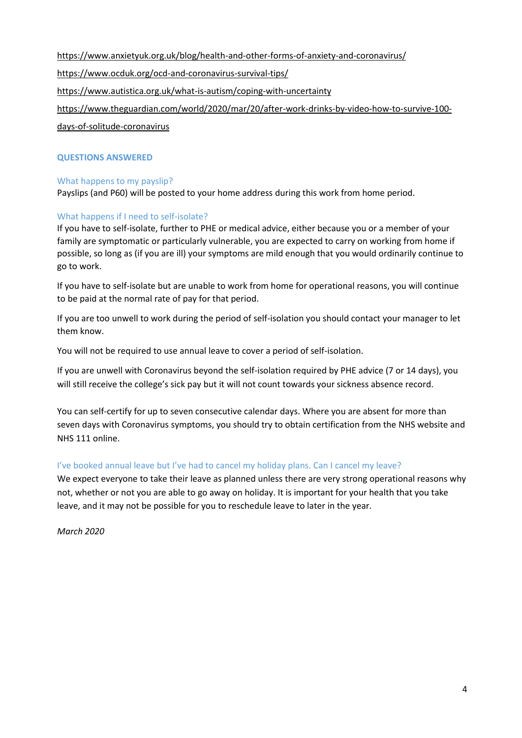https://www.anxietyuk.org.uk/blog/health-and-other-forms-of-anxiety-and-coronavirus/

https://www.ocduk.org/ocd-and-coronavirus-survival-tips/

https://www.autistica.org.uk/what-is-autism/coping-with-uncertainty

https://www.theguardian.com/world/2020/mar/20/after-work-drinks-by-video-how-to-survive-100-days-of-solitude-coronavirus

## QUESTIONS ANSWERED

### What happens to my payslip?

Payslips (and P60) will be posted to your home address during this work from home period.

### What happens if I need to self-isolate?

If you have to self-isolate, further to PHE or medical advice, either because you or a member of your family are symptomatic or particularly vulnerable, you are expected to carry on working from home if possible, so long as (if you are ill) your symptoms are mild enough that you would ordinarily continue to go to work.

If you have to self-isolate but are unable to work from home for operational reasons, you will continue to be paid at the normal rate of pay for that period.

If you are too unwell to work during the period of self-isolation you should contact your manager to let them know.

You will not be required to use annual leave to cover a period of self-isolation.

If you are unwell with Coronavirus beyond the self-isolation required by PHE advice (7 or 14 days), you will still receive the college's sick pay but it will not count towards your sickness absence record.

You can self-certify for up to seven consecutive calendar days. Where you are absent for more than seven days with Coronavirus symptoms, you should try to obtain certification from the NHS website and NHS 111 online.

### I've booked annual leave but I've had to cancel my holiday plans. Can I cancel my leave?

We expect everyone to take their leave as planned unless there are very strong operational reasons why not, whether or not you are able to go away on holiday. It is important for your health that you take leave, and it may not be possible for you to reschedule leave to later in the year.

*March 2020*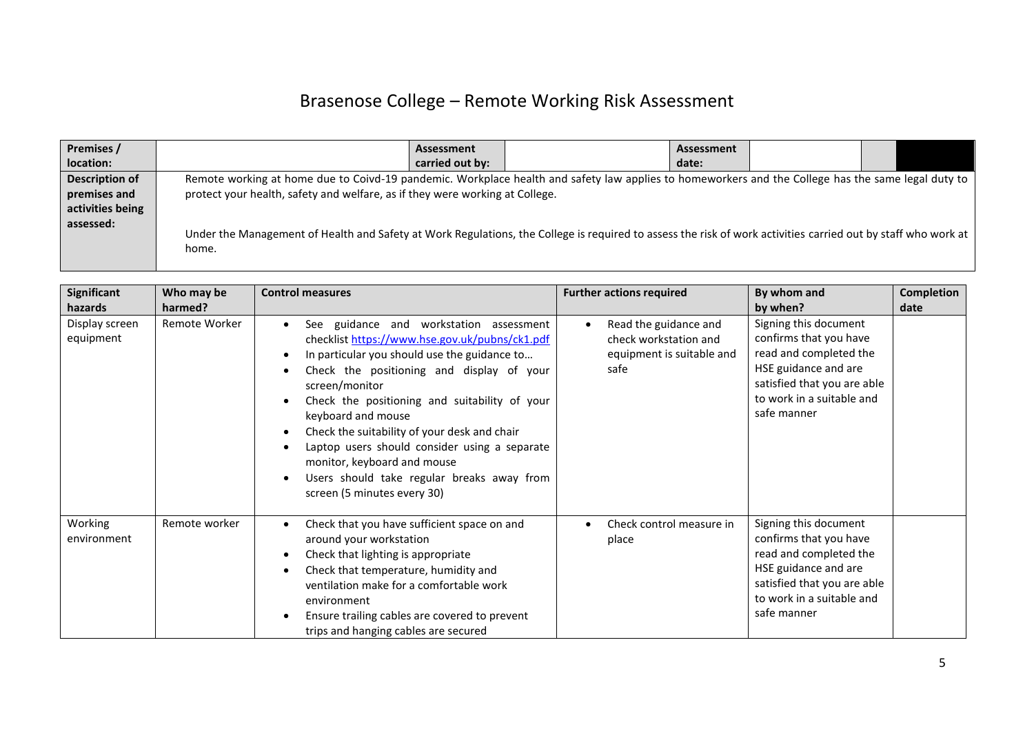# Brasenose College – Remote Working Risk Assessment

| Premises / location: | | Assessment carried out by: | | Assessment date: | | | |
|---|---|---|---|---|---|---|---|
| **Description of premises and activities being assessed:** | Remote working at home due to Coivd-19 pandemic. Workplace health and safety law applies to homeworkers and the College has the same legal duty to protect your health, safety and welfare, as if they were working at College.<br><br>Under the Management of Health and Safety at Work Regulations, the College is required to assess the risk of work activities carried out by staff who work at home. | | | | | | |

| Significant hazards | Who may be harmed? | Control measures | Further actions required | By whom and by when? | Completion date |
|---|---|---|---|---|---|
| Display screen equipment | Remote Worker | • See guidance and workstation assessment checklist https://www.hse.gov.uk/pubns/ck1.pdf<br>• In particular you should use the guidance to…<br>• Check the positioning and display of your screen/monitor<br>• Check the positioning and suitability of your keyboard and mouse<br>• Check the suitability of your desk and chair<br>• Laptop users should consider using a separate monitor, keyboard and mouse<br>• Users should take regular breaks away from screen (5 minutes every 30) | • Read the guidance and check workstation and equipment is suitable and safe | Signing this document confirms that you have read and completed the HSE guidance and are satisfied that you are able to work in a suitable and safe manner | |
| Working environment | Remote worker | • Check that you have sufficient space on and around your workstation<br>• Check that lighting is appropriate<br>• Check that temperature, humidity and ventilation make for a comfortable work environment<br>• Ensure trailing cables are covered to prevent trips and hanging cables are secured | • Check control measure in place | Signing this document confirms that you have read and completed the HSE guidance and are satisfied that you are able to work in a suitable and safe manner | |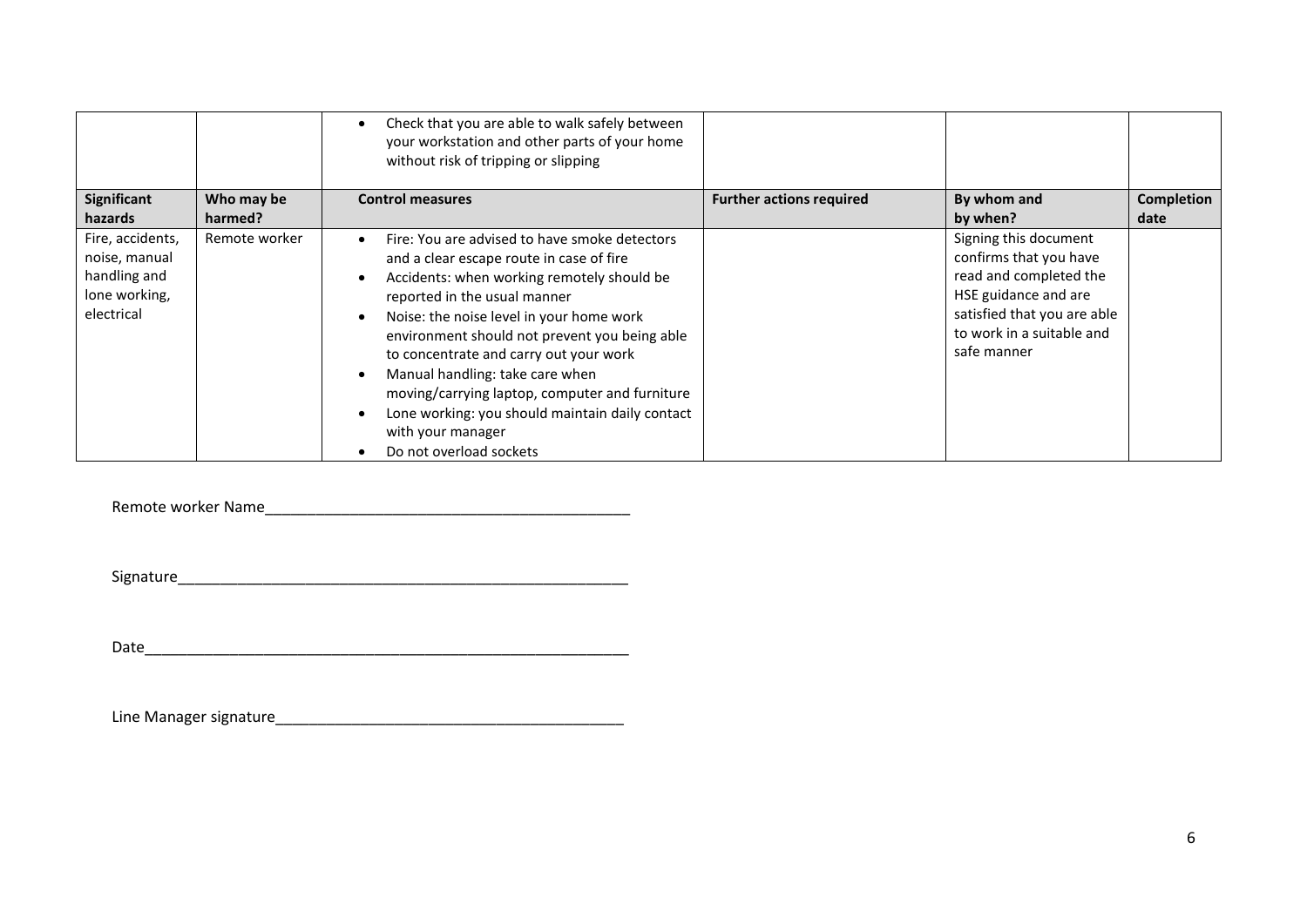| | | | | | |
|---|---|---|---|---|---|
| | | • Check that you are able to walk safely between your workstation and other parts of your home without risk of tripping or slipping | | | |
| **Significant hazards** | **Who may be harmed?** | **Control measures** | **Further actions required** | **By whom and by when?** | **Completion date** |
| Fire, accidents, noise, manual handling and lone working, electrical | Remote worker | • Fire: You are advised to have smoke detectors and a clear escape route in case of fire<br>• Accidents: when working remotely should be reported in the usual manner<br>• Noise: the noise level in your home work environment should not prevent you being able to concentrate and carry out your work<br>• Manual handling: take care when moving/carrying laptop, computer and furniture<br>• Lone working: you should maintain daily contact with your manager<br>• Do not overload sockets | | Signing this document confirms that you have read and completed the HSE guidance and are satisfied that you are able to work in a suitable and safe manner | |

Remote worker Name____________________________________________

Signature________________________________________________________

Date____________________________________________________________

Line Manager signature__________________________________________